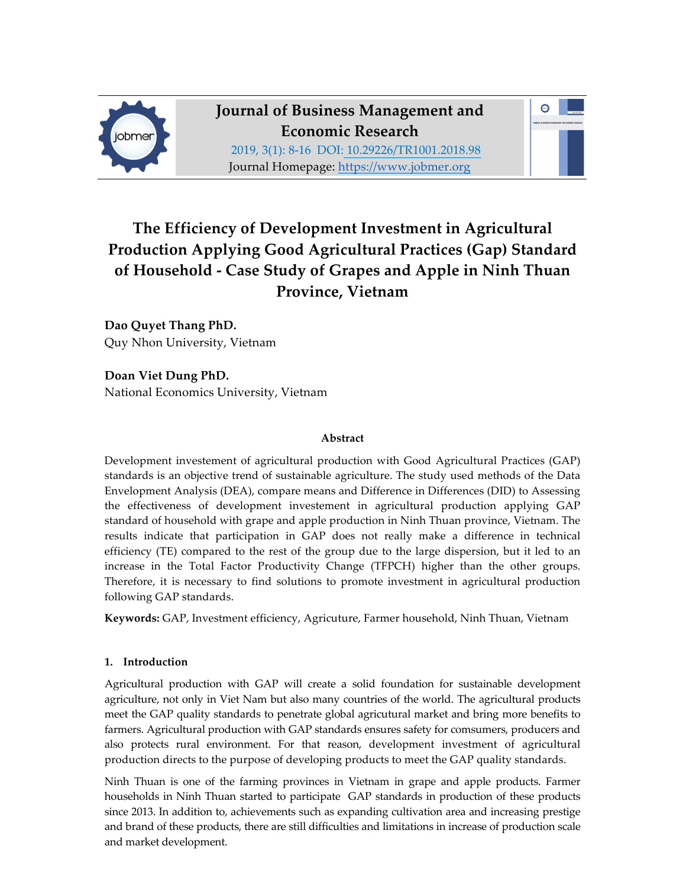# The Efficiency of Development Investment in Agricultural Production Applying Good Agricultural Practices (Gap) Standard of Household - Case Study of Grapes and Apple in Ninh Thuan Province, Vietnam

**Dao Quyet Thang PhD.**
Quy Nhon University, Vietnam

**Doan Viet Dung PhD.**
National Economics University, Vietnam

### Abstract

Development investement of agricultural production with Good Agricultural Practices (GAP) standards is an objective trend of sustainable agriculture. The study used methods of the Data Envelopment Analysis (DEA), compare means and Difference in Differences (DID) to Assessing the effectiveness of development investement in agricultural production applying GAP standard of household with grape and apple production in Ninh Thuan province, Vietnam. The results indicate that participation in GAP does not really make a difference in technical efficiency (TE) compared to the rest of the group due to the large dispersion, but it led to an increase in the Total Factor Productivity Change (TFPCH) higher than the other groups. Therefore, it is necessary to find solutions to promote investment in agricultural production following GAP standards.

**Keywords:** GAP, Investment efficiency, Agricuture, Farmer household, Ninh Thuan, Vietnam

## 1. Introduction

Agricultural production with GAP will create a solid foundation for sustainable development agriculture, not only in Viet Nam but also many countries of the world. The agricultural products meet the GAP quality standards to penetrate global agricultural market and bring more benefits to farmers. Agricultural production with GAP standards ensures safety for comsumers, producers and also protects rural environment. For that reason, development investment of agricultural production directs to the purpose of developing products to meet the GAP quality standards.

Ninh Thuan is one of the farming provinces in Vietnam in grape and apple products. Farmer households in Ninh Thuan started to participate GAP standards in production of these products since 2013. In addition to, achievements such as expanding cultivation area and increasing prestige and brand of these products, there are still difficulties and limitations in increase of production scale and market development.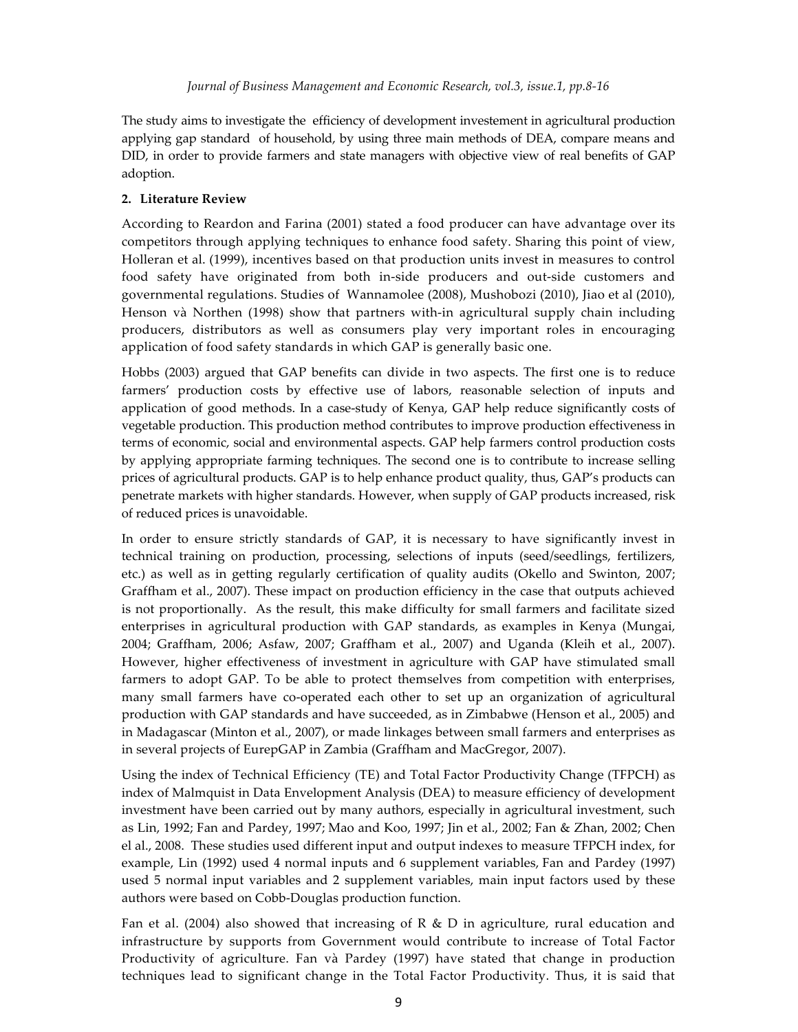The study aims to investigate the efficiency of development investement in agricultural production applying gap standard of household, by using three main methods of DEA, compare means and DID, in order to provide farmers and state managers with objective view of real benefits of GAP adoption.

## 2. Literature Review

According to Reardon and Farina (2001) stated a food producer can have advantage over its competitors through applying techniques to enhance food safety. Sharing this point of view, Holleran et al. (1999), incentives based on that production units invest in measures to control food safety have originated from both in-side producers and out-side customers and governmental regulations. Studies of Wannamolee (2008), Mushobozi (2010), Jiao et al (2010), Henson và Northen (1998) show that partners with-in agricultural supply chain including producers, distributors as well as consumers play very important roles in encouraging application of food safety standards in which GAP is generally basic one.

Hobbs (2003) argued that GAP benefits can divide in two aspects. The first one is to reduce farmers' production costs by effective use of labors, reasonable selection of inputs and application of good methods. In a case-study of Kenya, GAP help reduce significantly costs of vegetable production. This production method contributes to improve production effectiveness in terms of economic, social and environmental aspects. GAP help farmers control production costs by applying appropriate farming techniques. The second one is to contribute to increase selling prices of agricultural products. GAP is to help enhance product quality, thus, GAP's products can penetrate markets with higher standards. However, when supply of GAP products increased, risk of reduced prices is unavoidable.

In order to ensure strictly standards of GAP, it is necessary to have significantly invest in technical training on production, processing, selections of inputs (seed/seedlings, fertilizers, etc.) as well as in getting regularly certification of quality audits (Okello and Swinton, 2007; Graffham et al., 2007). These impact on production efficiency in the case that outputs achieved is not proportionally. As the result, this make difficulty for small farmers and facilitate sized enterprises in agricultural production with GAP standards, as examples in Kenya (Mungai, 2004; Graffham, 2006; Asfaw, 2007; Graffham et al., 2007) and Uganda (Kleih et al., 2007). However, higher effectiveness of investment in agriculture with GAP have stimulated small farmers to adopt GAP. To be able to protect themselves from competition with enterprises, many small farmers have co-operated each other to set up an organization of agricultural production with GAP standards and have succeeded, as in Zimbabwe (Henson et al., 2005) and in Madagascar (Minton et al., 2007), or made linkages between small farmers and enterprises as in several projects of EurepGAP in Zambia (Graffham and MacGregor, 2007).

Using the index of Technical Efficiency (TE) and Total Factor Productivity Change (TFPCH) as index of Malmquist in Data Envelopment Analysis (DEA) to measure efficiency of development investment have been carried out by many authors, especially in agricultural investment, such as Lin, 1992; Fan and Pardey, 1997; Mao and Koo, 1997; Jin et al., 2002; Fan & Zhan, 2002; Chen el al., 2008. These studies used different input and output indexes to measure TFPCH index, for example, Lin (1992) used 4 normal inputs and 6 supplement variables, Fan and Pardey (1997) used 5 normal input variables and 2 supplement variables, main input factors used by these authors were based on Cobb-Douglas production function.

Fan et al. (2004) also showed that increasing of R & D in agriculture, rural education and infrastructure by supports from Government would contribute to increase of Total Factor Productivity of agriculture. Fan và Pardey (1997) have stated that change in production techniques lead to significant change in the Total Factor Productivity. Thus, it is said that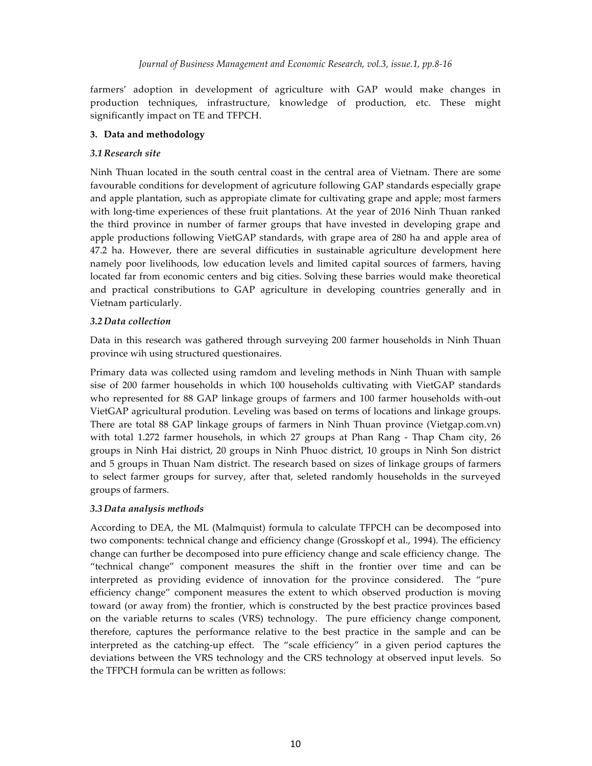farmers' adoption in development of agriculture with GAP would make changes in production techniques, infrastructure, knowledge of production, etc. These might significantly impact on TE and TFPCH.

## 3. Data and methodology

### *3.1 Research site*

Ninh Thuan located in the south central coast in the central area of Vietnam. There are some favourable conditions for development of agricuture following GAP standards especially grape and apple plantation, such as appropiate climate for cultivating grape and apple; most farmers with long-time experiences of these fruit plantations. At the year of 2016 Ninh Thuan ranked the third province in number of farmer groups that have invested in developing grape and apple productions following VietGAP standards, with grape area of 280 ha and apple area of 47.2 ha. However, there are several difficuties in sustainable agriculture development here namely poor livelihoods, low education levels and limited capital sources of farmers, having located far from economic centers and big cities. Solving these barries would make theoretical and practical constributions to GAP agriculture in developing countries generally and in Vietnam particularly.

### *3.2 Data collection*

Data in this research was gathered through surveying 200 farmer households in Ninh Thuan province wih using structured questionaires.

Primary data was collected using ramdom and leveling methods in Ninh Thuan with sample sise of 200 farmer households in which 100 households cultivating with VietGAP standards who represented for 88 GAP linkage groups of farmers and 100 farmer households with-out VietGAP agricultural prodution. Leveling was based on terms of locations and linkage groups. There are total 88 GAP linkage groups of farmers in Ninh Thuan province (Vietgap.com.vn) with total 1.272 farmer househols, in which 27 groups at Phan Rang - Thap Cham city, 26 groups in Ninh Hai district, 20 groups in Ninh Phuoc district, 10 groups in Ninh Son district and 5 groups in Thuan Nam district. The research based on sizes of linkage groups of farmers to select farmer groups for survey, after that, seleted randomly households in the surveyed groups of farmers.

### *3.3 Data analysis methods*

According to DEA, the ML (Malmquist) formula to calculate TFPCH can be decomposed into two components: technical change and efficiency change (Grosskopf et al., 1994). The efficiency change can further be decomposed into pure efficiency change and scale efficiency change. The "technical change" component measures the shift in the frontier over time and can be interpreted as providing evidence of innovation for the province considered. The "pure efficiency change" component measures the extent to which observed production is moving toward (or away from) the frontier, which is constructed by the best practice provinces based on the variable returns to scales (VRS) technology. The pure efficiency change component, therefore, captures the performance relative to the best practice in the sample and can be interpreted as the catching-up effect. The "scale efficiency" in a given period captures the deviations between the VRS technology and the CRS technology at observed input levels. So the TFPCH formula can be written as follows: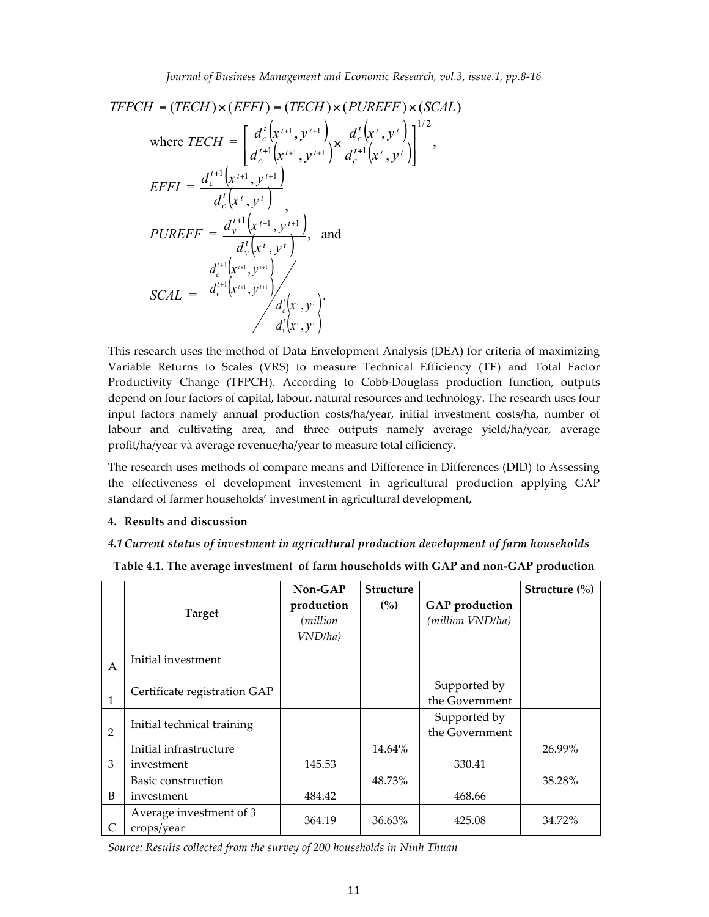$$TFPCH = (TECH) \times (EFFI) = (TECH) \times (PUREFF) \times (SCAL)$$

$$\text{where } TECH = \left[ \frac{d_c^t\left(x^{t+1}, y^{t+1}\right)}{d_c^{t+1}\left(x^{t+1}, y^{t+1}\right)} \times \frac{d_c^t\left(x^t, y^t\right)}{d_c^{t+1}\left(x^t, y^t\right)} \right]^{1/2},$$

$$EFFI = \frac{d_c^{t+1}\left(x^{t+1}, y^{t+1}\right)}{d_c^t\left(x^t, y^t\right)},$$

$$PUREFF = \frac{d_v^{t+1}\left(x^{t+1}, y^{t+1}\right)}{d_v^t\left(x^t, y^t\right)}, \text{ and}$$

$$SCAL = \frac{\dfrac{d_c^{t+1}\left(x^{t+1}, y^{t+1}\right)}{d_v^{t+1}\left(x^{t+1}, y^{t+1}\right)}}{\dfrac{d_c^t\left(x^t, y^t\right)}{d_v^t\left(x^t, y^t\right)}}.$$

This research uses the method of Data Envelopment Analysis (DEA) for criteria of maximizing Variable Returns to Scales (VRS) to measure Technical Efficiency (TE) and Total Factor Productivity Change (TFPCH). According to Cobb-Douglass production function, outputs depend on four factors of capital, labour, natural resources and technology. The research uses four input factors namely annual production costs/ha/year, initial investment costs/ha, number of labour and cultivating area, and three outputs namely average yield/ha/year, average profit/ha/year và average revenue/ha/year to measure total efficiency.

The research uses methods of compare means and Difference in Differences (DID) to Assessing the effectiveness of development investement in agricultural production applying GAP standard of farmer households' investment in agricultural development,

## 4. Results and discussion

### *4.1 Current status of investment in agricultural production development of farm households*

**Table 4.1. The average investment of farm households with GAP and non-GAP production**

| | Target | Non-GAP production *(million VND/ha)* | Structure (%) | GAP production *(million VND/ha)* | Structure (%) |
|---|---|---|---|---|---|
| A | Initial investment | | | | |
| 1 | Certificate registration GAP | | | Supported by the Government | |
| 2 | Initial technical training | | | Supported by the Government | |
| 3 | Initial infrastructure investment | 145.53 | 14.64% | 330.41 | 26.99% |
| B | Basic construction investment | 484.42 | 48.73% | 468.66 | 38.28% |
| C | Average investment of 3 crops/year | 364.19 | 36.63% | 425.08 | 34.72% |

*Source: Results collected from the survey of 200 households in Ninh Thuan*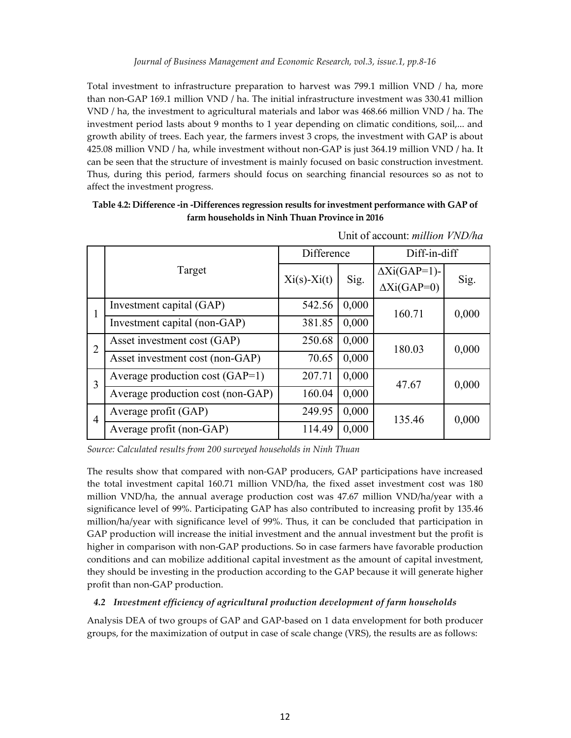Total investment to infrastructure preparation to harvest was 799.1 million VND / ha, more than non-GAP 169.1 million VND / ha. The initial infrastructure investment was 330.41 million VND / ha, the investment to agricultural materials and labor was 468.66 million VND / ha. The investment period lasts about 9 months to 1 year depending on climatic conditions, soil,... and growth ability of trees. Each year, the farmers invest 3 crops, the investment with GAP is about 425.08 million VND / ha, while investment without non-GAP is just 364.19 million VND / ha. It can be seen that the structure of investment is mainly focused on basic construction investment. Thus, during this period, farmers should focus on searching financial resources so as not to affect the investment progress.

**Table 4.2: Difference -in -Differences regression results for investment performance with GAP of farm households in Ninh Thuan Province in 2016**

Unit of account: *million VND/ha*

| | Target | Difference | | Diff-in-diff | |
|---|---|---|---|---|---|
| | | Xi(s)-Xi(t) | Sig. | ΔXi(GAP=1)-ΔXi(GAP=0) | Sig. |
| 1 | Investment capital (GAP) | 542.56 | 0,000 | 160.71 | 0,000 |
| | Investment capital (non-GAP) | 381.85 | 0,000 | | |
| 2 | Asset investment cost (GAP) | 250.68 | 0,000 | 180.03 | 0,000 |
| | Asset investment cost (non-GAP) | 70.65 | 0,000 | | |
| 3 | Average production cost (GAP=1) | 207.71 | 0,000 | 47.67 | 0,000 |
| | Average production cost (non-GAP) | 160.04 | 0,000 | | |
| 4 | Average profit (GAP) | 249.95 | 0,000 | 135.46 | 0,000 |
| | Average profit (non-GAP) | 114.49 | 0,000 | | |

*Source: Calculated results from 200 surveyed households in Ninh Thuan*

The results show that compared with non-GAP producers, GAP participations have increased the total investment capital 160.71 million VND/ha, the fixed asset investment cost was 180 million VND/ha, the annual average production cost was 47.67 million VND/ha/year with a significance level of 99%. Participating GAP has also contributed to increasing profit by 135.46 million/ha/year with significance level of 99%. Thus, it can be concluded that participation in GAP production will increase the initial investment and the annual investment but the profit is higher in comparison with non-GAP productions. So in case farmers have favorable production conditions and can mobilize additional capital investment as the amount of capital investment, they should be investing in the production according to the GAP because it will generate higher profit than non-GAP production.

### *4.2 Investment efficiency of agricultural production development of farm households*

Analysis DEA of two groups of GAP and GAP-based on 1 data envelopment for both producer groups, for the maximization of output in case of scale change (VRS), the results are as follows: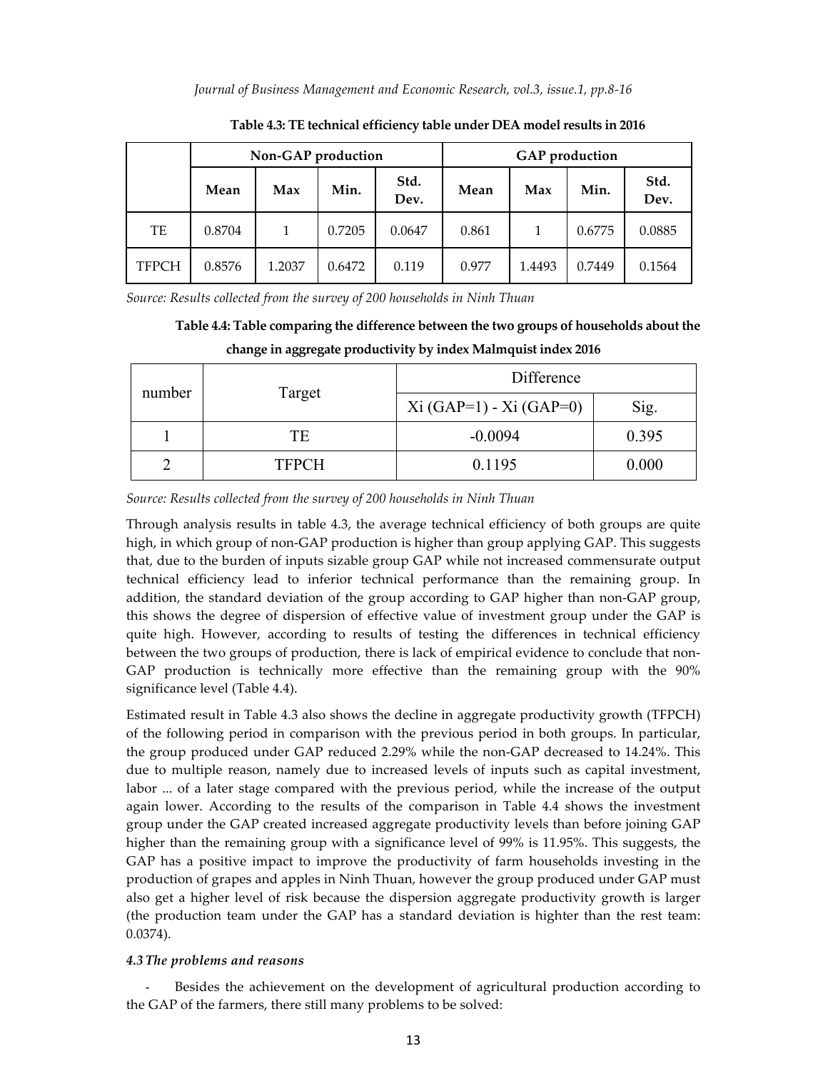**Table 4.3: TE technical efficiency table under DEA model results in 2016**

| | Non-GAP production | | | | GAP production | | | |
|---|---|---|---|---|---|---|---|---|
| | Mean | Max | Min. | Std. Dev. | Mean | Max | Min. | Std. Dev. |
| TE | 0.8704 | 1 | 0.7205 | 0.0647 | 0.861 | 1 | 0.6775 | 0.0885 |
| TFPCH | 0.8576 | 1.2037 | 0.6472 | 0.119 | 0.977 | 1.4493 | 0.7449 | 0.1564 |

*Source: Results collected from the survey of 200 households in Ninh Thuan*

**Table 4.4: Table comparing the difference between the two groups of households about the change in aggregate productivity by index Malmquist index 2016**

| number | Target | Difference | |
|---|---|---|---|
| | | Xi (GAP=1) - Xi (GAP=0) | Sig. |
| 1 | TE | -0.0094 | 0.395 |
| 2 | TFPCH | 0.1195 | 0.000 |

*Source: Results collected from the survey of 200 households in Ninh Thuan*

Through analysis results in table 4.3, the average technical efficiency of both groups are quite high, in which group of non-GAP production is higher than group applying GAP. This suggests that, due to the burden of inputs sizable group GAP while not increased commensurate output technical efficiency lead to inferior technical performance than the remaining group. In addition, the standard deviation of the group according to GAP higher than non-GAP group, this shows the degree of dispersion of effective value of investment group under the GAP is quite high. However, according to results of testing the differences in technical efficiency between the two groups of production, there is lack of empirical evidence to conclude that non-GAP production is technically more effective than the remaining group with the 90% significance level (Table 4.4).

Estimated result in Table 4.3 also shows the decline in aggregate productivity growth (TFPCH) of the following period in comparison with the previous period in both groups. In particular, the group produced under GAP reduced 2.29% while the non-GAP decreased to 14.24%. This due to multiple reason, namely due to increased levels of inputs such as capital investment, labor ... of a later stage compared with the previous period, while the increase of the output again lower. According to the results of the comparison in Table 4.4 shows the investment group under the GAP created increased aggregate productivity levels than before joining GAP higher than the remaining group with a significance level of 99% is 11.95%. This suggests, the GAP has a positive impact to improve the productivity of farm households investing in the production of grapes and apples in Ninh Thuan, however the group produced under GAP must also get a higher level of risk because the dispersion aggregate productivity growth is larger (the production team under the GAP has a standard deviation is highter than the rest team: 0.0374).

### *4.3 The problems and reasons*

- Besides the achievement on the development of agricultural production according to the GAP of the farmers, there still many problems to be solved: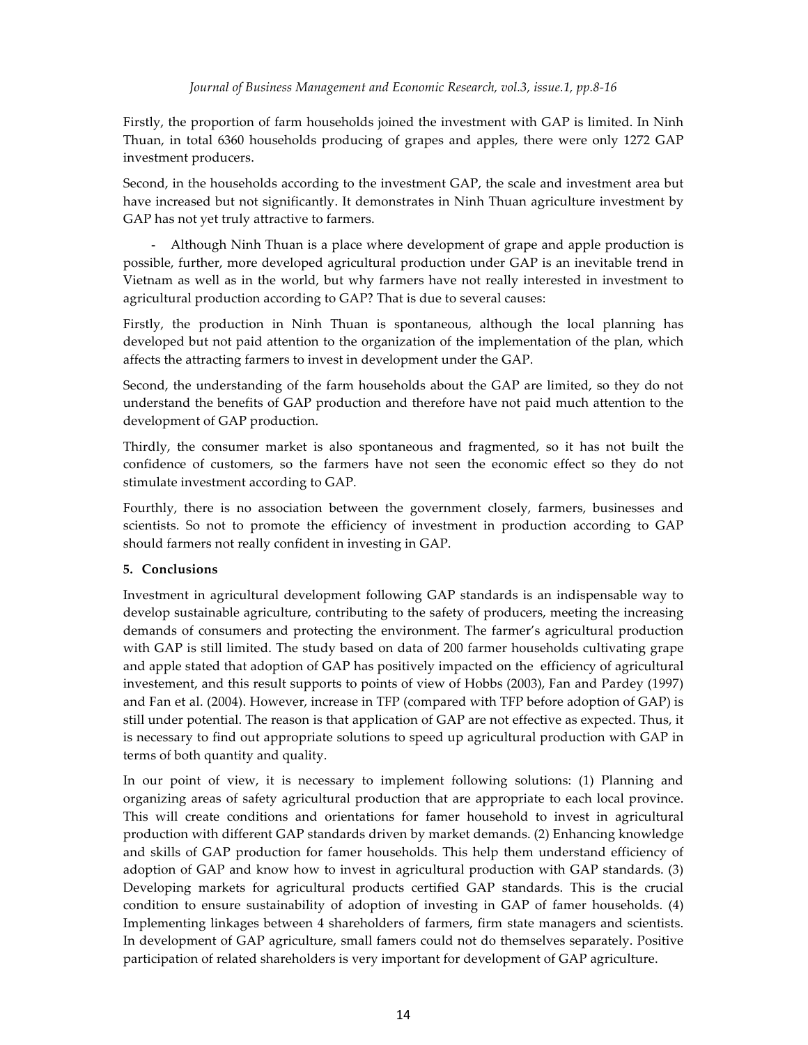Firstly, the proportion of farm households joined the investment with GAP is limited. In Ninh Thuan, in total 6360 households producing of grapes and apples, there were only 1272 GAP investment producers.

Second, in the households according to the investment GAP, the scale and investment area but have increased but not significantly. It demonstrates in Ninh Thuan agriculture investment by GAP has not yet truly attractive to farmers.

- Although Ninh Thuan is a place where development of grape and apple production is possible, further, more developed agricultural production under GAP is an inevitable trend in Vietnam as well as in the world, but why farmers have not really interested in investment to agricultural production according to GAP? That is due to several causes:

Firstly, the production in Ninh Thuan is spontaneous, although the local planning has developed but not paid attention to the organization of the implementation of the plan, which affects the attracting farmers to invest in development under the GAP.

Second, the understanding of the farm households about the GAP are limited, so they do not understand the benefits of GAP production and therefore have not paid much attention to the development of GAP production.

Thirdly, the consumer market is also spontaneous and fragmented, so it has not built the confidence of customers, so the farmers have not seen the economic effect so they do not stimulate investment according to GAP.

Fourthly, there is no association between the government closely, farmers, businesses and scientists. So not to promote the efficiency of investment in production according to GAP should farmers not really confident in investing in GAP.

## 5. Conclusions

Investment in agricultural development following GAP standards is an indispensable way to develop sustainable agriculture, contributing to the safety of producers, meeting the increasing demands of consumers and protecting the environment. The farmer's agricultural production with GAP is still limited. The study based on data of 200 farmer households cultivating grape and apple stated that adoption of GAP has positively impacted on the efficiency of agricultural investement, and this result supports to points of view of Hobbs (2003), Fan and Pardey (1997) and Fan et al. (2004). However, increase in TFP (compared with TFP before adoption of GAP) is still under potential. The reason is that application of GAP are not effective as expected. Thus, it is necessary to find out appropriate solutions to speed up agricultural production with GAP in terms of both quantity and quality.

In our point of view, it is necessary to implement following solutions: (1) Planning and organizing areas of safety agricultural production that are appropriate to each local province. This will create conditions and orientations for famer household to invest in agricultural production with different GAP standards driven by market demands. (2) Enhancing knowledge and skills of GAP production for famer households. This help them understand efficiency of adoption of GAP and know how to invest in agricultural production with GAP standards. (3) Developing markets for agricultural products certified GAP standards. This is the crucial condition to ensure sustainability of adoption of investing in GAP of famer households. (4) Implementing linkages between 4 shareholders of farmers, firm state managers and scientists. In development of GAP agriculture, small famers could not do themselves separately. Positive participation of related shareholders is very important for development of GAP agriculture.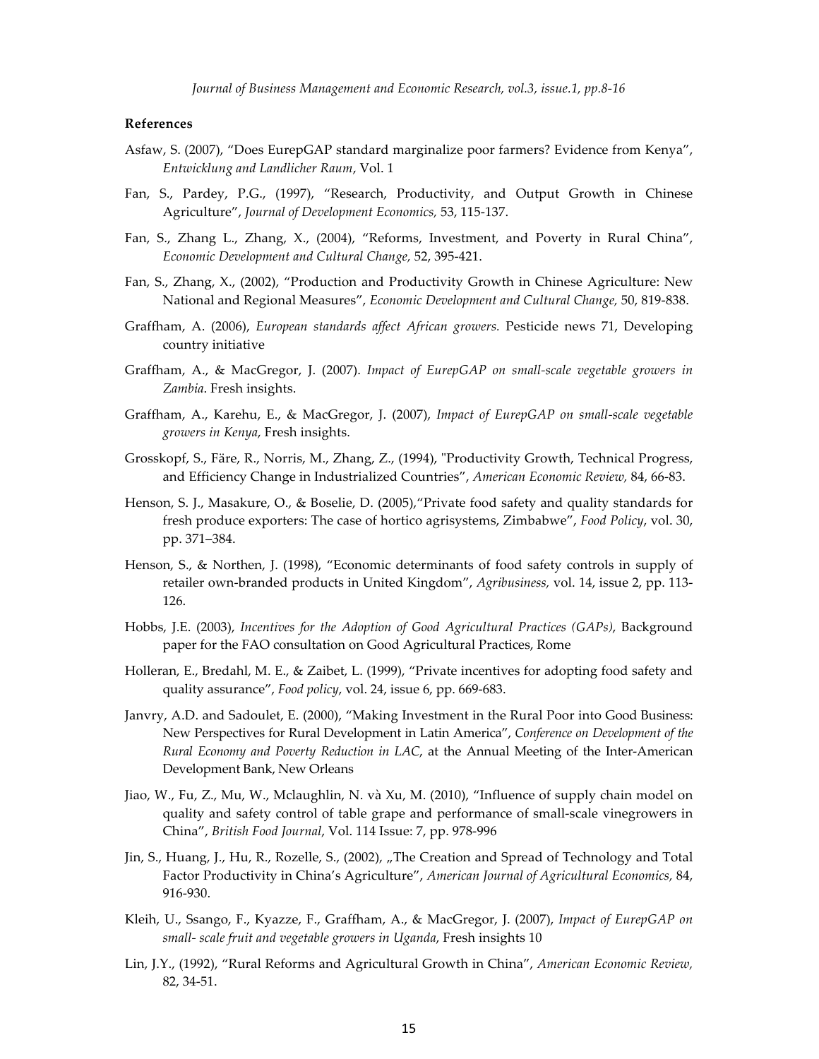**References**

Asfaw, S. (2007), "Does EurepGAP standard marginalize poor farmers? Evidence from Kenya", *Entwicklung and Landlicher Raum*, Vol. 1

Fan, S., Pardey, P.G., (1997), "Research, Productivity, and Output Growth in Chinese Agriculture", *Journal of Development Economics,* 53, 115-137.

Fan, S., Zhang L., Zhang, X., (2004), "Reforms, Investment, and Poverty in Rural China", *Economic Development and Cultural Change,* 52, 395-421.

Fan, S., Zhang, X., (2002), "Production and Productivity Growth in Chinese Agriculture: New National and Regional Measures", *Economic Development and Cultural Change,* 50, 819-838.

Graffham, A. (2006), *European standards affect African growers.* Pesticide news 71, Developing country initiative

Graffham, A., & MacGregor, J. (2007). *Impact of EurepGAP on small-scale vegetable growers in Zambia*. Fresh insights.

Graffham, A., Karehu, E., & MacGregor, J. (2007), *Impact of EurepGAP on small-scale vegetable growers in Kenya*, Fresh insights.

Grosskopf, S., Färe, R., Norris, M., Zhang, Z., (1994), "Productivity Growth, Technical Progress, and Efficiency Change in Industrialized Countries", *American Economic Review,* 84, 66-83.

Henson, S. J., Masakure, O., & Boselie, D. (2005),"Private food safety and quality standards for fresh produce exporters: The case of hortico agrisystems, Zimbabwe", *Food Policy*, vol. 30, pp. 371–384.

Henson, S., & Northen, J. (1998), "Economic determinants of food safety controls in supply of retailer own-branded products in United Kingdom", *Agribusiness,* vol. 14, issue 2, pp. 113-126.

Hobbs, J.E. (2003), *Incentives for the Adoption of Good Agricultural Practices (GAPs)*, Background paper for the FAO consultation on Good Agricultural Practices, Rome

Holleran, E., Bredahl, M. E., & Zaibet, L. (1999), "Private incentives for adopting food safety and quality assurance", *Food policy*, vol. 24, issue 6, pp. 669-683.

Janvry, A.D. and Sadoulet, E. (2000), "Making Investment in the Rural Poor into Good Business: New Perspectives for Rural Development in Latin America", *Conference on Development of the Rural Economy and Poverty Reduction in LAC,* at the Annual Meeting of the Inter-American Development Bank, New Orleans

Jiao, W., Fu, Z., Mu, W., Mclaughlin, N. và Xu, M. (2010), "Influence of supply chain model on quality and safety control of table grape and performance of small-scale vinegrowers in China", *British Food Journal*, Vol. 114 Issue: 7, pp. 978-996

Jin, S., Huang, J., Hu, R., Rozelle, S., (2002), „The Creation and Spread of Technology and Total Factor Productivity in China's Agriculture", *American Journal of Agricultural Economics,* 84, 916-930.

Kleih, U., Ssango, F., Kyazze, F., Graffham, A., & MacGregor, J. (2007), *Impact of EurepGAP on small- scale fruit and vegetable growers in Uganda*, Fresh insights 10

Lin, J.Y., (1992), "Rural Reforms and Agricultural Growth in China", *American Economic Review,* 82, 34-51.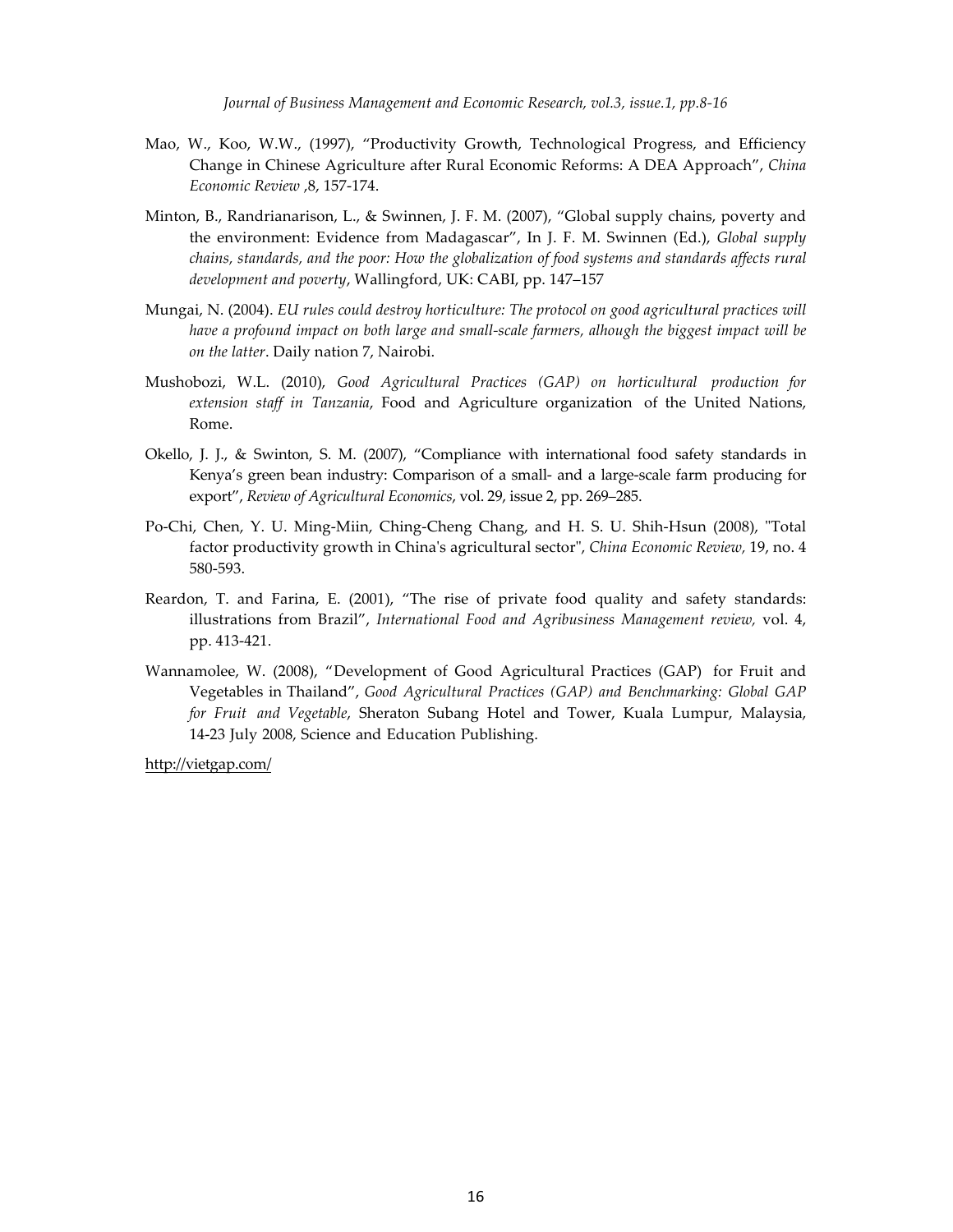Mao, W., Koo, W.W., (1997), "Productivity Growth, Technological Progress, and Efficiency Change in Chinese Agriculture after Rural Economic Reforms: A DEA Approach", *China Economic Review* ,8, 157-174.

Minton, B., Randrianarison, L., & Swinnen, J. F. M. (2007), "Global supply chains, poverty and the environment: Evidence from Madagascar", In J. F. M. Swinnen (Ed.), *Global supply chains, standards, and the poor: How the globalization of food systems and standards affects rural development and poverty*, Wallingford, UK: CABI, pp. 147–157

Mungai, N. (2004). *EU rules could destroy horticulture: The protocol on good agricultural practices will have a profound impact on both large and small-scale farmers, alhough the biggest impact will be on the latter*. Daily nation 7, Nairobi.

Mushobozi, W.L. (2010), *Good Agricultural Practices (GAP) on horticultural production for extension staff in Tanzania*, Food and Agriculture organization of the United Nations, Rome.

Okello, J. J., & Swinton, S. M. (2007), "Compliance with international food safety standards in Kenya's green bean industry: Comparison of a small- and a large-scale farm producing for export", *Review of Agricultural Economics*, vol. 29, issue 2, pp. 269–285.

Po-Chi, Chen, Y. U. Ming-Miin, Ching-Cheng Chang, and H. S. U. Shih-Hsun (2008), "Total factor productivity growth in China's agricultural sector", *China Economic Review,* 19, no. 4 580-593.

Reardon, T. and Farina, E. (2001), "The rise of private food quality and safety standards: illustrations from Brazil", *International Food and Agribusiness Management review,* vol. 4, pp. 413-421.

Wannamolee, W. (2008), "Development of Good Agricultural Practices (GAP) for Fruit and Vegetables in Thailand", *Good Agricultural Practices (GAP) and Benchmarking: Global GAP for Fruit and Vegetable*, Sheraton Subang Hotel and Tower, Kuala Lumpur, Malaysia, 14-23 July 2008, Science and Education Publishing.

http://vietgap.com/